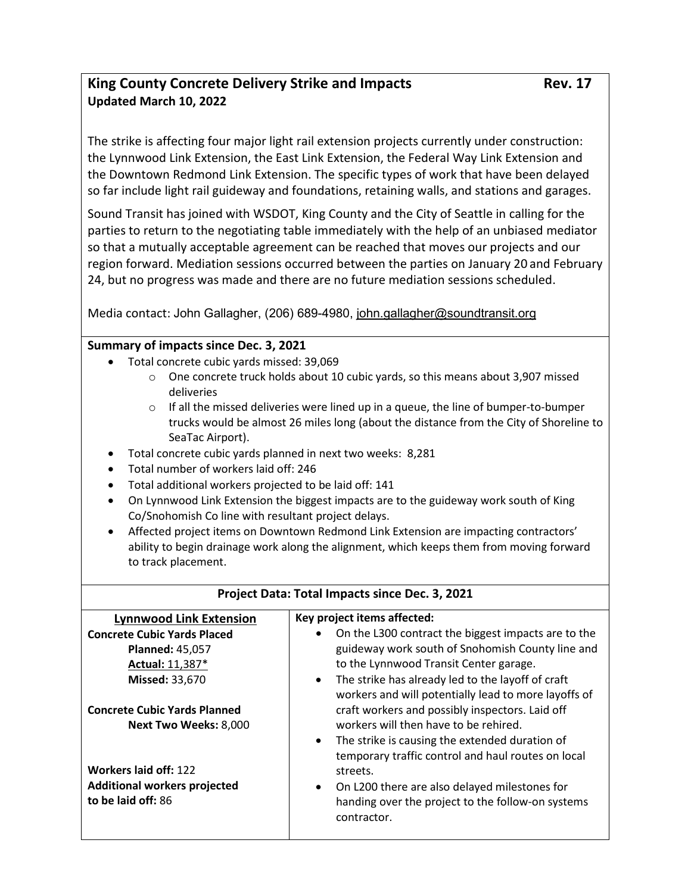## King County Concrete Delivery Strike and Impacts — Rev. 17

**Updated March 10, 2022**

The strike is affecting four major light rail extension projects currently under construction: the Lynnwood Link Extension, the East Link Extension, the Federal Way Link Extension and the Downtown Redmond Link Extension. The specific types of work that have been delayed so far include light rail guideway and foundations, retaining walls, and stations and garages.

Sound Transit has joined with WSDOT, King County and the City of Seattle in calling for the parties to return to the negotiating table immediately with the help of an unbiased mediator so that a mutually acceptable agreement can be reached that moves our projects and our region forward. Mediation sessions occurred between the parties on January 20 and February 24, but no progress was made and there are no future mediation sessions scheduled.

Media contact: John Gallagher, (206) 689-4980, john.gallagher@soundtransit.org

### Summary of impacts since Dec. 3, 2021

- Total concrete cubic yards missed: 39,069
  - One concrete truck holds about 10 cubic yards, so this means about 3,907 missed deliveries
  - If all the missed deliveries were lined up in a queue, the line of bumper-to-bumper trucks would be almost 26 miles long (about the distance from the City of Shoreline to SeaTac Airport).
- Total concrete cubic yards planned in next two weeks: 8,281
- Total number of workers laid off: 246
- Total additional workers projected to be laid off: 141
- On Lynnwood Link Extension the biggest impacts are to the guideway work south of King Co/Snohomish Co line with resultant project delays.
- Affected project items on Downtown Redmond Link Extension are impacting contractors' ability to begin drainage work along the alignment, which keeps them from moving forward to track placement.

### Project Data: Total Impacts since Dec. 3, 2021

| **Lynnwood Link Extension** | **Key project items affected:** |
|---|---|
| **Concrete Cubic Yards Placed**<br>**Planned:** 45,057<br>**Actual:** 11,387*<br>**Missed:** 33,670<br><br>**Concrete Cubic Yards Planned**<br>**Next Two Weeks:** 8,000<br><br>**Workers laid off:** 122<br>**Additional workers projected to be laid off:** 86 | • On the L300 contract the biggest impacts are to the guideway work south of Snohomish County line and to the Lynnwood Transit Center garage.<br>• The strike has already led to the layoff of craft workers and will potentially lead to more layoffs of craft workers and possibly inspectors. Laid off workers will then have to be rehired.<br>• The strike is causing the extended duration of temporary traffic control and haul routes on local streets.<br>• On L200 there are also delayed milestones for handing over the project to the follow-on systems contractor. |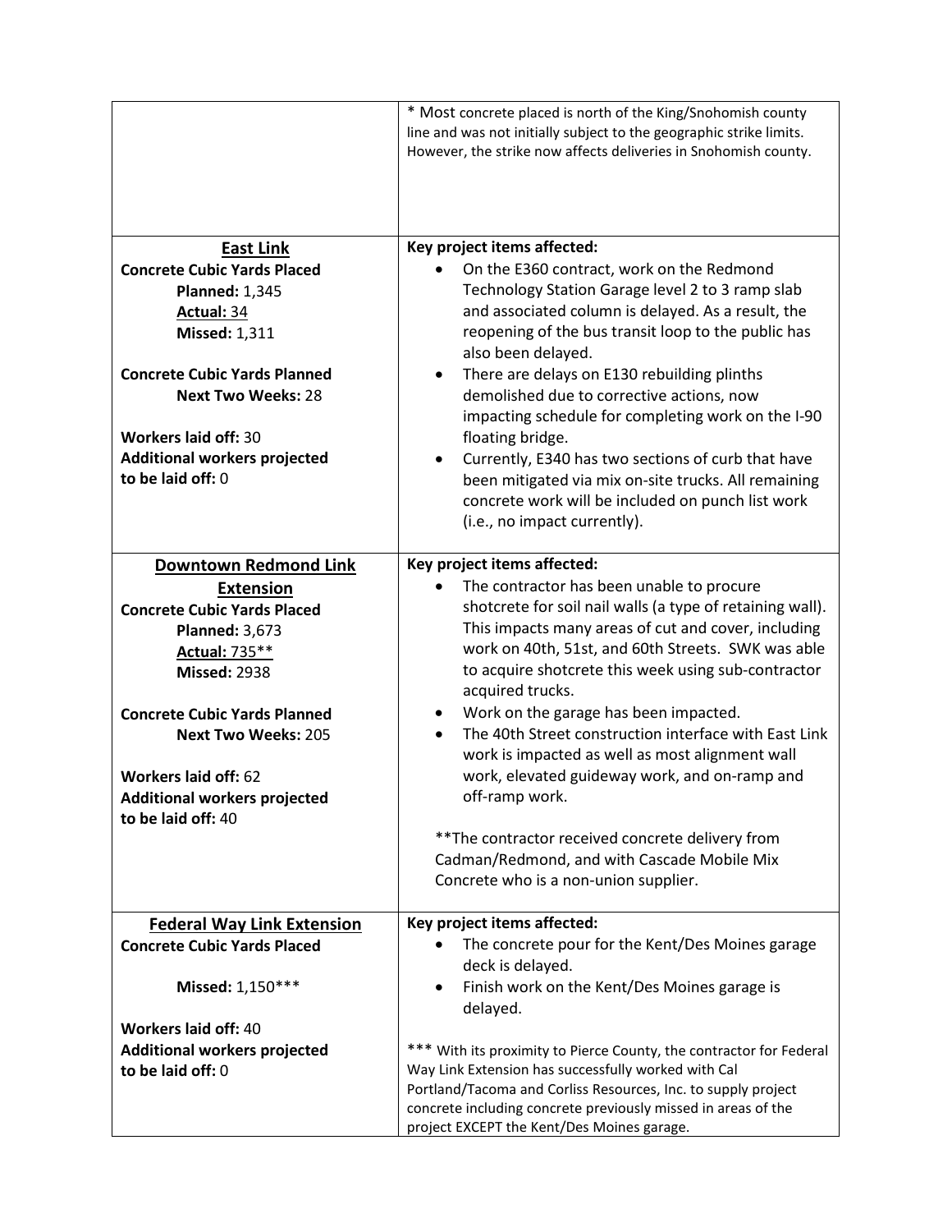| | |
|---|---|
| | \* Most concrete placed is north of the King/Snohomish county line and was not initially subject to the geographic strike limits. However, the strike now affects deliveries in Snohomish county. |
| **East Link**<br>**Concrete Cubic Yards Placed**<br>**Planned:** 1,345<br>**Actual:** 34<br>**Missed:** 1,311<br><br>**Concrete Cubic Yards Planned Next Two Weeks:** 28<br><br>**Workers laid off:** 30<br>**Additional workers projected to be laid off:** 0 | **Key project items affected:**<br>• On the E360 contract, work on the Redmond Technology Station Garage level 2 to 3 ramp slab and associated column is delayed. As a result, the reopening of the bus transit loop to the public has also been delayed.<br>• There are delays on E130 rebuilding plinths demolished due to corrective actions, now impacting schedule for completing work on the I-90 floating bridge.<br>• Currently, E340 has two sections of curb that have been mitigated via mix on-site trucks. All remaining concrete work will be included on punch list work (i.e., no impact currently). |
| **Downtown Redmond Link Extension**<br>**Concrete Cubic Yards Placed**<br>**Planned:** 3,673<br>**Actual:** 735\*\*<br>**Missed:** 2938<br><br>**Concrete Cubic Yards Planned Next Two Weeks:** 205<br><br>**Workers laid off:** 62<br>**Additional workers projected to be laid off:** 40 | **Key project items affected:**<br>• The contractor has been unable to procure shotcrete for soil nail walls (a type of retaining wall). This impacts many areas of cut and cover, including work on 40th, 51st, and 60th Streets. SWK was able to acquire shotcrete this week using sub-contractor acquired trucks.<br>• Work on the garage has been impacted.<br>• The 40th Street construction interface with East Link work is impacted as well as most alignment wall work, elevated guideway work, and on-ramp and off-ramp work.<br><br>\*\*The contractor received concrete delivery from Cadman/Redmond, and with Cascade Mobile Mix Concrete who is a non-union supplier. |
| **Federal Way Link Extension**<br>**Concrete Cubic Yards Placed**<br><br>**Missed:** 1,150\*\*\*<br><br>**Workers laid off:** 40<br>**Additional workers projected to be laid off:** 0 | **Key project items affected:**<br>• The concrete pour for the Kent/Des Moines garage deck is delayed.<br>• Finish work on the Kent/Des Moines garage is delayed.<br><br>\*\*\* With its proximity to Pierce County, the contractor for Federal Way Link Extension has successfully worked with Cal Portland/Tacoma and Corliss Resources, Inc. to supply project concrete including concrete previously missed in areas of the project EXCEPT the Kent/Des Moines garage. |